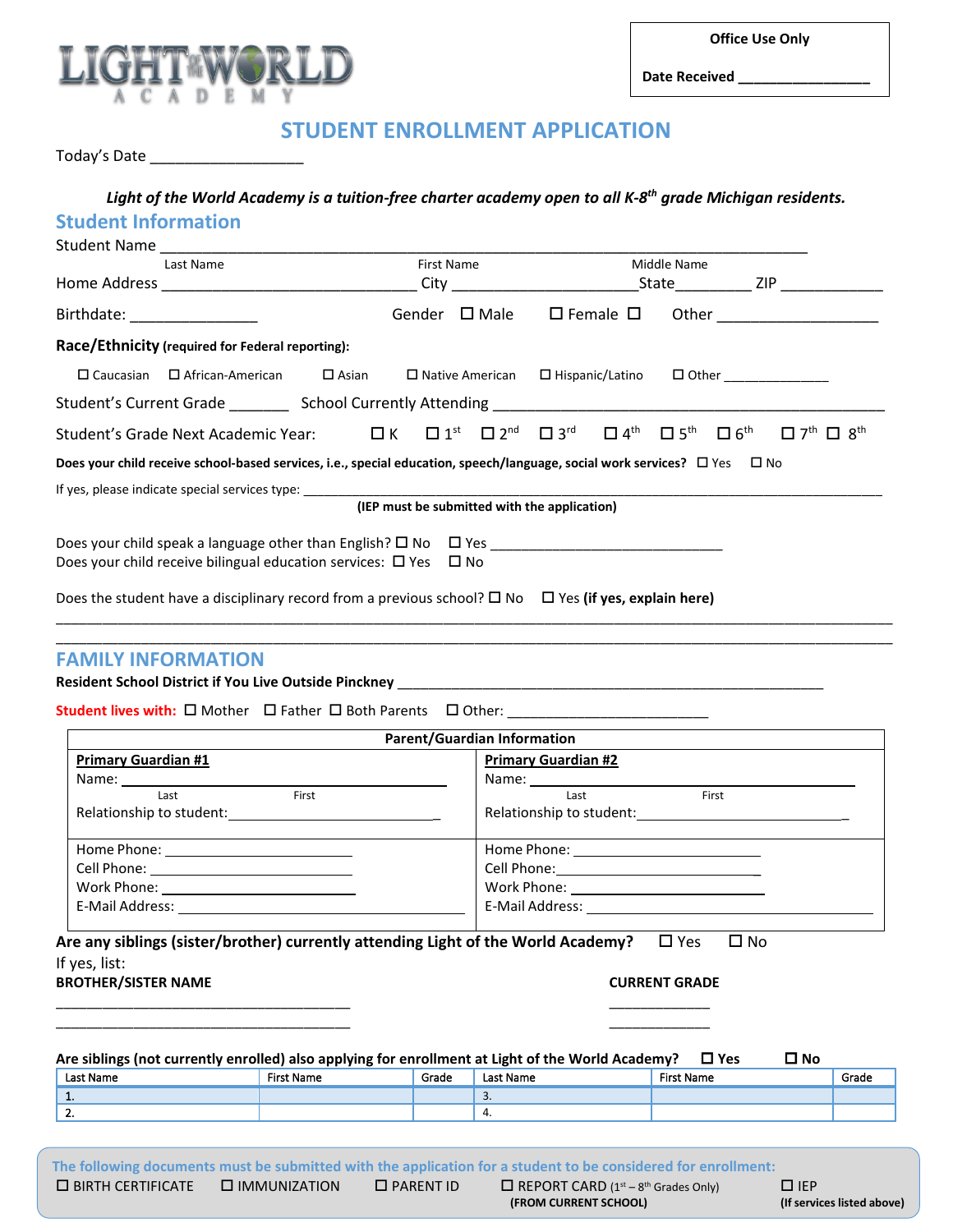LIGHT OF THE WORLD ACADEMY

**Office Use Only**

**Date Received** ________________

# STUDENT ENROLLMENT APPLICATION

Today's Date _________________

***Light of the World Academy is a tuition-free charter academy open to all K-8th grade Michigan residents.***

## Student Information

Student Name ______________________________________________________________________
Last Name                    First Name                    Middle Name

Home Address ____________________________ City ____________________ State _________ ZIP ____________

Birthdate: _______________     Gender ☐ Male  ☐ Female ☐ Other ___________________

**Race/Ethnicity (required for Federal reporting):**

☐ Caucasian  ☐ African-American  ☐ Asian  ☐ Native American  ☐ Hispanic/Latino  ☐ Other ______________

Student's Current Grade _______  School Currently Attending ____________________________________________

Student's Grade Next Academic Year:  ☐ K  ☐ 1st  ☐ 2nd  ☐ 3rd  ☐ 4th  ☐ 5th  ☐ 6th  ☐ 7th  ☐ 8th

**Does your child receive school-based services, i.e., special education, speech/language, social work services?** ☐ Yes  ☐ No

If yes, please indicate special services type: ________________________________________________________________

**(IEP must be submitted with the application)**

Does your child speak a language other than English? ☐ No  ☐ Yes ______________________________

Does your child receive bilingual education services: ☐ Yes  ☐ No

Does the student have a disciplinary record from a previous school? ☐ No  ☐ Yes **(if yes, explain here)**

______________________________________________________________________________________________

______________________________________________________________________________________________

## FAMILY INFORMATION

**Resident School District if You Live Outside Pinckney** _______________________________________________________

**Student lives with:** ☐ Mother  ☐ Father ☐ Both Parents  ☐ Other: _________________________

| Parent/Guardian Information | |
|---|---|
| **Primary Guardian #1**<br>Name: ______________________<br>Last  First<br>Relationship to student: ______________________ | **Primary Guardian #2**<br>Name: ______________________<br>Last  First<br>Relationship to student: ______________________ |
| Home Phone: ____________________<br>Cell Phone: ____________________<br>Work Phone: ____________________<br>E-Mail Address: ____________________ | Home Phone: ____________________<br>Cell Phone: ____________________<br>Work Phone: ____________________<br>E-Mail Address: ____________________ |

**Are any siblings (sister/brother) currently attending Light of the World Academy?**  ☐ Yes  ☐ No

If yes, list:

**BROTHER/SISTER NAME** **CURRENT GRADE**

____________________________________  _____________

____________________________________  _____________

**Are siblings (not currently enrolled) also applying for enrollment at Light of the World Academy?** ☐ **Yes** ☐ **No**

| Last Name | First Name | Grade | Last Name | First Name | Grade |
|---|---|---|---|---|---|
| 1. | | | 3. | | |
| 2. | | | 4. | | |

**The following documents must be submitted with the application for a student to be considered for enrollment:**

☐ BIRTH CERTIFICATE  ☐ IMMUNIZATION  ☐ PARENT ID  ☐ REPORT CARD (1st – 8th Grades Only) **(FROM CURRENT SCHOOL)**  ☐ IEP **(If services listed above)**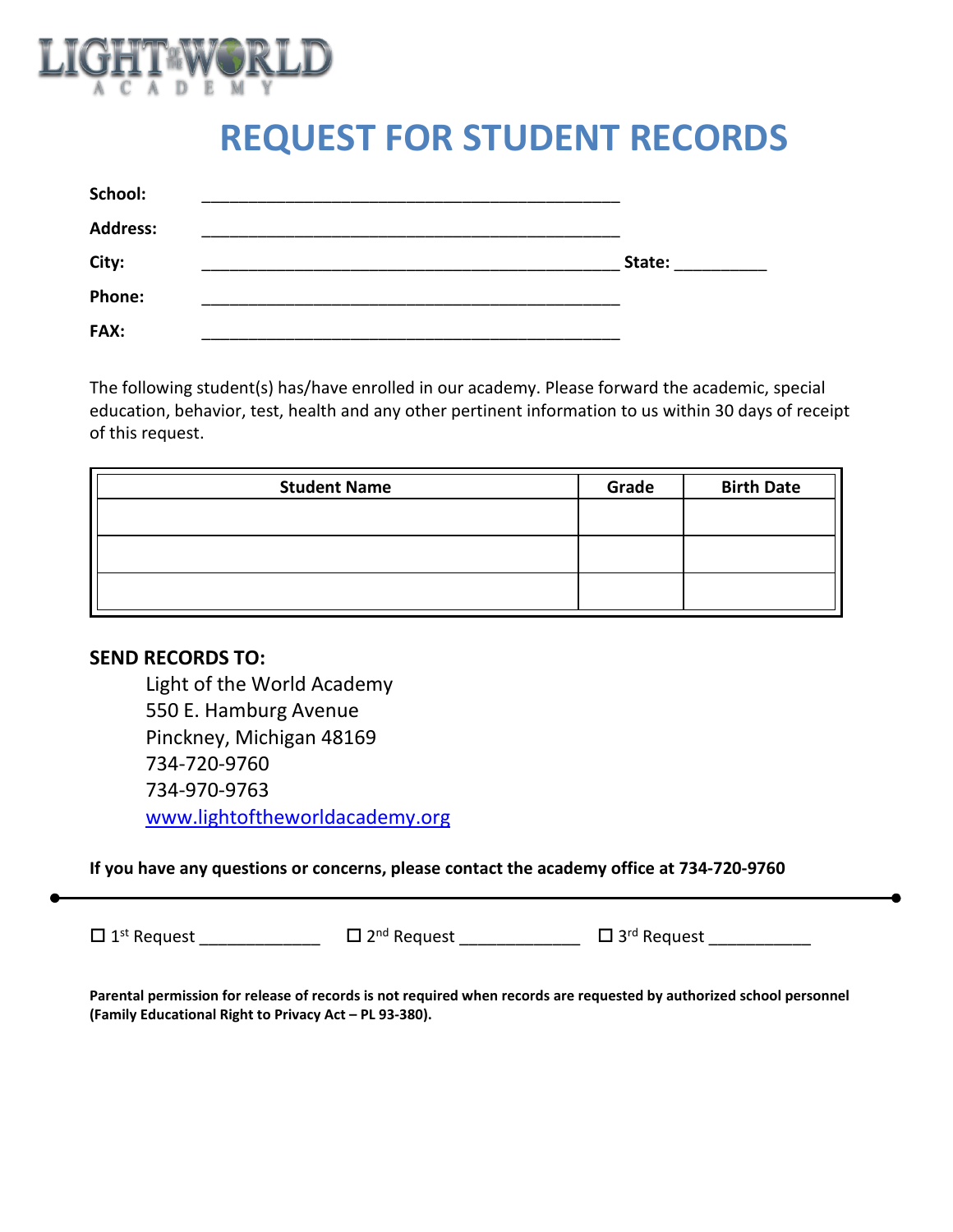LIGHT OF THE WORLD ACADEMY

# REQUEST FOR STUDENT RECORDS

**School:** _______________________________________________

**Address:** _______________________________________________

**City:** _______________________________________________ **State:** __________

**Phone:** _______________________________________________

**FAX:** _______________________________________________

The following student(s) has/have enrolled in our academy. Please forward the academic, special education, behavior, test, health and any other pertinent information to us within 30 days of receipt of this request.

| Student Name | Grade | Birth Date |
|---|---|---|
| | | |
| | | |
| | | |

**SEND RECORDS TO:**

Light of the World Academy
550 E. Hamburg Avenue
Pinckney, Michigan 48169
734-720-9760
734-970-9763
www.lightoftheworldacademy.org

**If you have any questions or concerns, please contact the academy office at 734-720-9760**

---

☐ 1st Request _____________ ☐ 2nd Request _____________ ☐ 3rd Request ___________

**Parental permission for release of records is not required when records are requested by authorized school personnel (Family Educational Right to Privacy Act – PL 93-380).**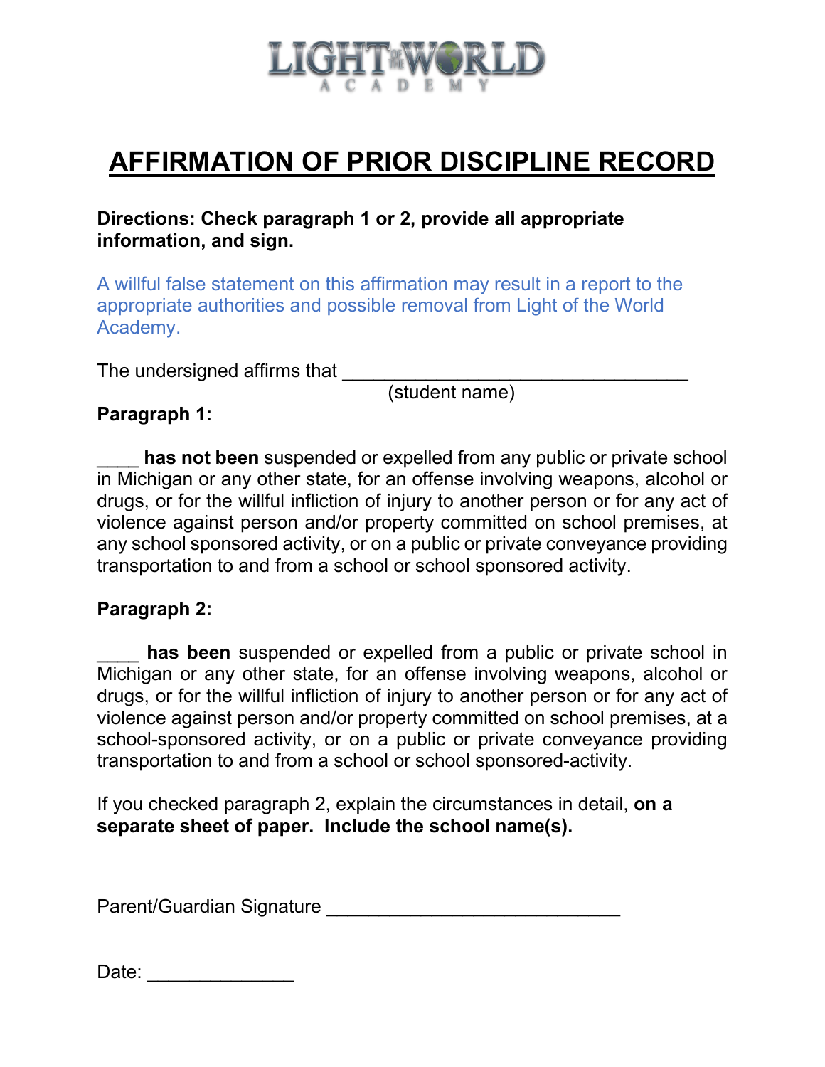LIGHT of the WORLD ACADEMY

# AFFIRMATION OF PRIOR DISCIPLINE RECORD

**Directions: Check paragraph 1 or 2, provide all appropriate information, and sign.**

A willful false statement on this affirmation may result in a report to the appropriate authorities and possible removal from Light of the World Academy.

The undersigned affirms that _________________________________
(student name)

**Paragraph 1:**

____ **has not been** suspended or expelled from any public or private school in Michigan or any other state, for an offense involving weapons, alcohol or drugs, or for the willful infliction of injury to another person or for any act of violence against person and/or property committed on school premises, at any school sponsored activity, or on a public or private conveyance providing transportation to and from a school or school sponsored activity.

**Paragraph 2:**

____ **has been** suspended or expelled from a public or private school in Michigan or any other state, for an offense involving weapons, alcohol or drugs, or for the willful infliction of injury to another person or for any act of violence against person and/or property committed on school premises, at a school-sponsored activity, or on a public or private conveyance providing transportation to and from a school or school sponsored-activity.

If you checked paragraph 2, explain the circumstances in detail, **on a separate sheet of paper. Include the school name(s).**

Parent/Guardian Signature ____________________________

Date: ______________